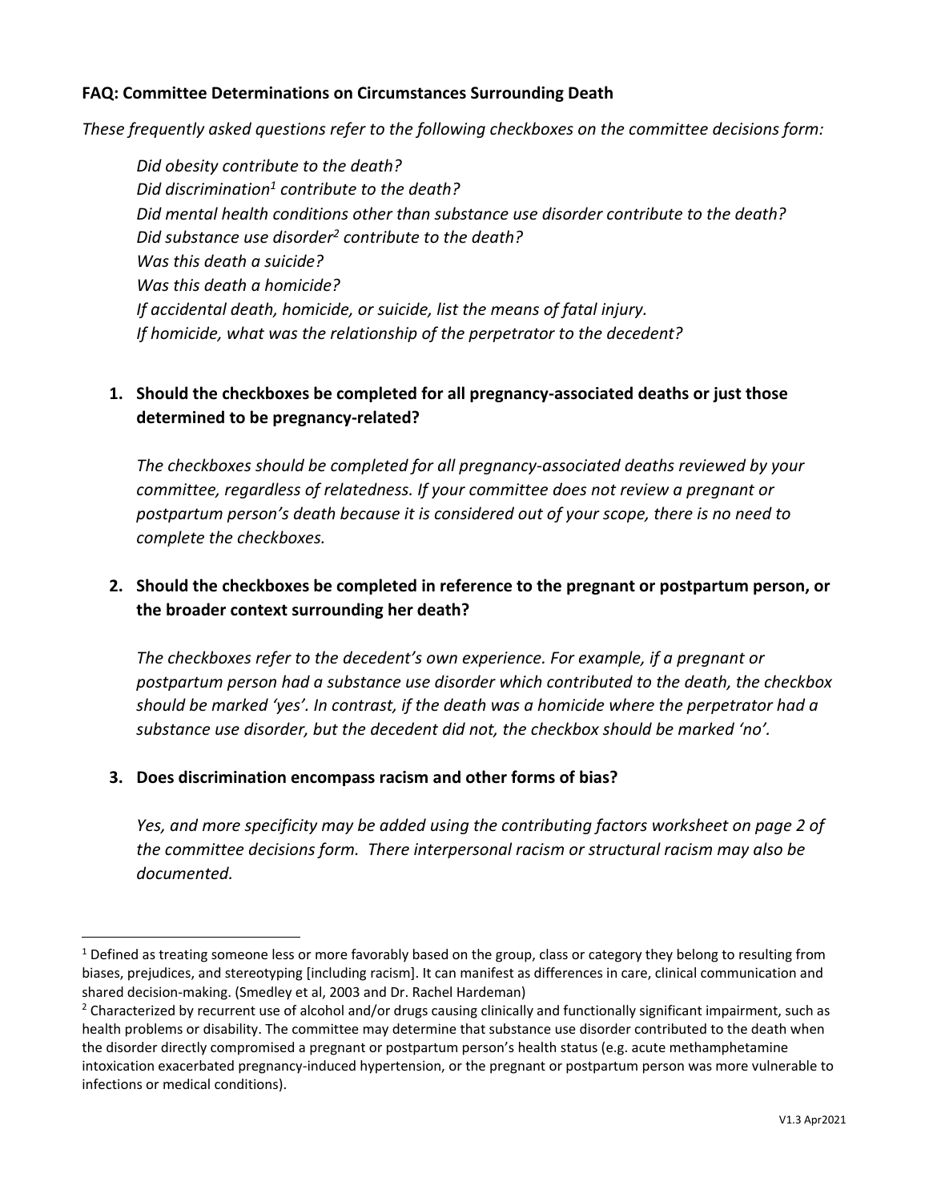**FAQ: Committee Determinations on Circumstances Surrounding Death**

*These frequently asked questions refer to the following checkboxes on the committee decisions form:*

> *Did obesity contribute to the death?*
> *Did discrimination[1] contribute to the death?*
> *Did mental health conditions other than substance use disorder contribute to the death?*
> *Did substance use disorder[2] contribute to the death?*
> *Was this death a suicide?*
> *Was this death a homicide?*
> *If accidental death, homicide, or suicide, list the means of fatal injury.*
> *If homicide, what was the relationship of the perpetrator to the decedent?*

1. **Should the checkboxes be completed for all pregnancy-associated deaths or just those determined to be pregnancy-related?**

   *The checkboxes should be completed for all pregnancy-associated deaths reviewed by your committee, regardless of relatedness. If your committee does not review a pregnant or postpartum person's death because it is considered out of your scope, there is no need to complete the checkboxes.*

2. **Should the checkboxes be completed in reference to the pregnant or postpartum person, or the broader context surrounding her death?**

   *The checkboxes refer to the decedent's own experience. For example, if a pregnant or postpartum person had a substance use disorder which contributed to the death, the checkbox should be marked 'yes'. In contrast, if the death was a homicide where the perpetrator had a substance use disorder, but the decedent did not, the checkbox should be marked 'no'.*

3. **Does discrimination encompass racism and other forms of bias?**

   *Yes, and more specificity may be added using the contributing factors worksheet on page 2 of the committee decisions form. There interpersonal racism or structural racism may also be documented.*

---

[1] Defined as treating someone less or more favorably based on the group, class or category they belong to resulting from biases, prejudices, and stereotyping [including racism]. It can manifest as differences in care, clinical communication and shared decision-making. (Smedley et al, 2003 and Dr. Rachel Hardeman)

[2] Characterized by recurrent use of alcohol and/or drugs causing clinically and functionally significant impairment, such as health problems or disability. The committee may determine that substance use disorder contributed to the death when the disorder directly compromised a pregnant or postpartum person's health status (e.g. acute methamphetamine intoxication exacerbated pregnancy-induced hypertension, or the pregnant or postpartum person was more vulnerable to infections or medical conditions).

V1.3 Apr2021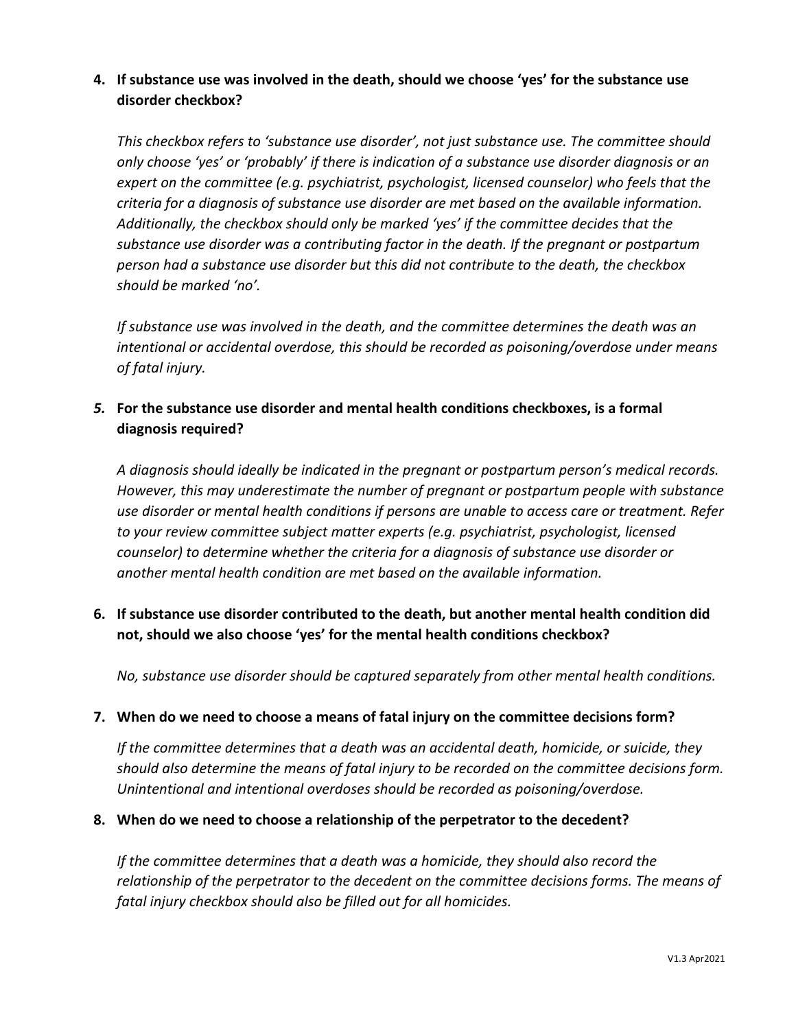4. **If substance use was involved in the death, should we choose 'yes' for the substance use disorder checkbox?**

   *This checkbox refers to 'substance use disorder', not just substance use. The committee should only choose 'yes' or 'probably' if there is indication of a substance use disorder diagnosis or an expert on the committee (e.g. psychiatrist, psychologist, licensed counselor) who feels that the criteria for a diagnosis of substance use disorder are met based on the available information. Additionally, the checkbox should only be marked 'yes' if the committee decides that the substance use disorder was a contributing factor in the death. If the pregnant or postpartum person had a substance use disorder but this did not contribute to the death, the checkbox should be marked 'no'.*

   *If substance use was involved in the death, and the committee determines the death was an intentional or accidental overdose, this should be recorded as poisoning/overdose under means of fatal injury.*

5. ***For the substance use disorder and mental health conditions checkboxes, is a formal diagnosis required?***

   *A diagnosis should ideally be indicated in the pregnant or postpartum person's medical records. However, this may underestimate the number of pregnant or postpartum people with substance use disorder or mental health conditions if persons are unable to access care or treatment. Refer to your review committee subject matter experts (e.g. psychiatrist, psychologist, licensed counselor) to determine whether the criteria for a diagnosis of substance use disorder or another mental health condition are met based on the available information.*

6. **If substance use disorder contributed to the death, but another mental health condition did not, should we also choose 'yes' for the mental health conditions checkbox?**

   *No, substance use disorder should be captured separately from other mental health conditions.*

7. **When do we need to choose a means of fatal injury on the committee decisions form?**

   *If the committee determines that a death was an accidental death, homicide, or suicide, they should also determine the means of fatal injury to be recorded on the committee decisions form. Unintentional and intentional overdoses should be recorded as poisoning/overdose.*

8. **When do we need to choose a relationship of the perpetrator to the decedent?**

   *If the committee determines that a death was a homicide, they should also record the relationship of the perpetrator to the decedent on the committee decisions forms. The means of fatal injury checkbox should also be filled out for all homicides.*

V1.3 Apr2021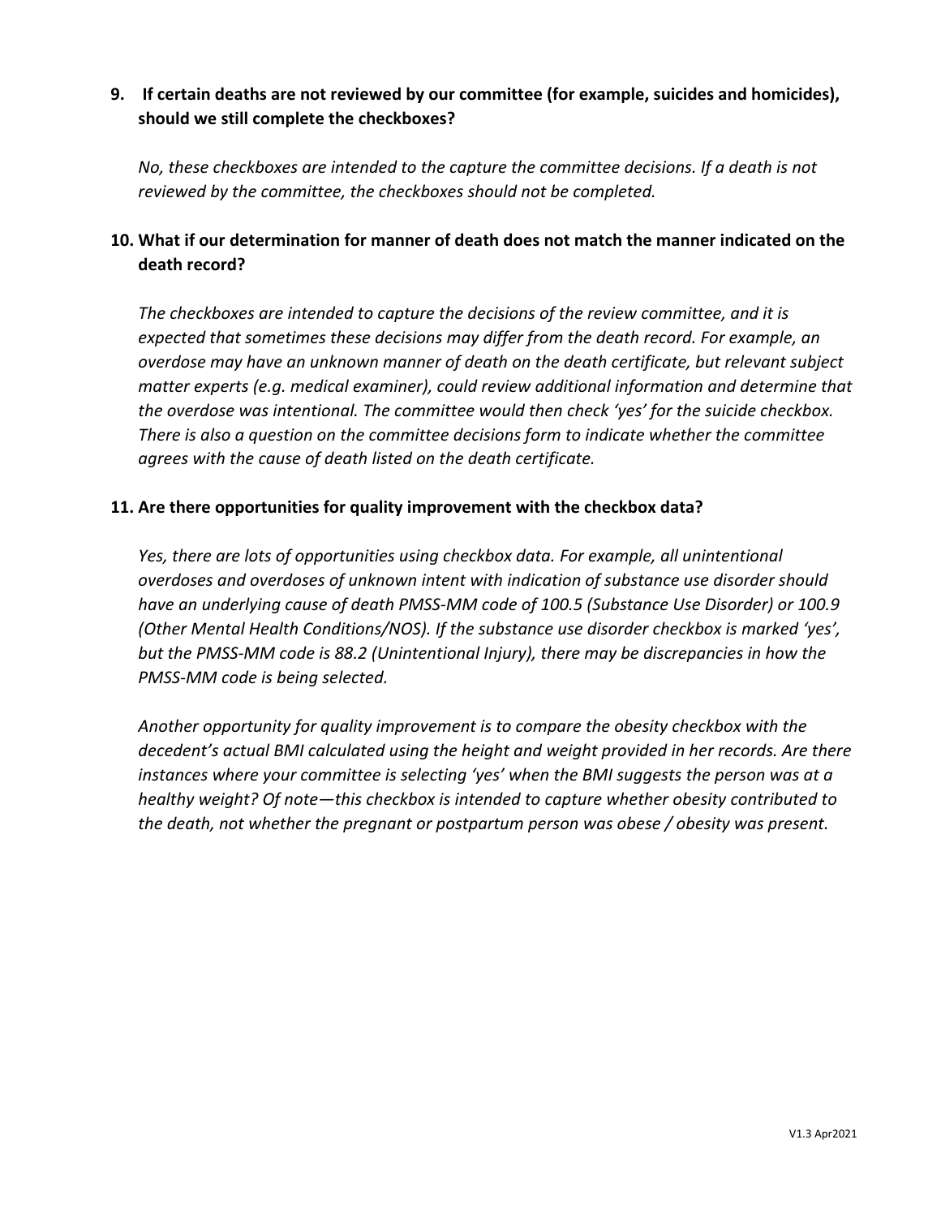**9. If certain deaths are not reviewed by our committee (for example, suicides and homicides), should we still complete the checkboxes?**

*No, these checkboxes are intended to the capture the committee decisions. If a death is not reviewed by the committee, the checkboxes should not be completed.*

**10. What if our determination for manner of death does not match the manner indicated on the death record?**

*The checkboxes are intended to capture the decisions of the review committee, and it is expected that sometimes these decisions may differ from the death record. For example, an overdose may have an unknown manner of death on the death certificate, but relevant subject matter experts (e.g. medical examiner), could review additional information and determine that the overdose was intentional. The committee would then check 'yes' for the suicide checkbox. There is also a question on the committee decisions form to indicate whether the committee agrees with the cause of death listed on the death certificate.*

**11. Are there opportunities for quality improvement with the checkbox data?**

*Yes, there are lots of opportunities using checkbox data. For example, all unintentional overdoses and overdoses of unknown intent with indication of substance use disorder should have an underlying cause of death PMSS-MM code of 100.5 (Substance Use Disorder) or 100.9 (Other Mental Health Conditions/NOS). If the substance use disorder checkbox is marked 'yes', but the PMSS-MM code is 88.2 (Unintentional Injury), there may be discrepancies in how the PMSS-MM code is being selected.*

*Another opportunity for quality improvement is to compare the obesity checkbox with the decedent's actual BMI calculated using the height and weight provided in her records. Are there instances where your committee is selecting 'yes' when the BMI suggests the person was at a healthy weight? Of note—this checkbox is intended to capture whether obesity contributed to the death, not whether the pregnant or postpartum person was obese / obesity was present.*

V1.3 Apr2021